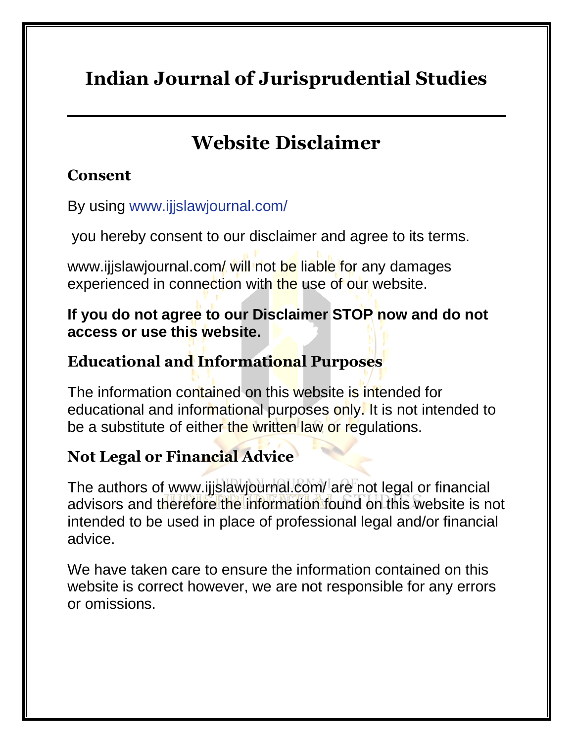# Indian Journal of Jurisprudential Studies

## Website Disclaimer

### Consent

By using www.ijjslawjournal.com/

you hereby consent to our disclaimer and agree to its terms.

www.ijjslawjournal.com/ will not be liable for any damages experienced in connection with the use of our website.

**If you do not agree to our Disclaimer STOP now and do not access or use this website.**

### Educational and Informational Purposes

The information contained on this website is intended for educational and informational purposes only. It is not intended to be a substitute of either the written law or regulations.

### Not Legal or Financial Advice

The authors of www.ijjslawjournal.com/ are not legal or financial advisors and therefore the information found on this website is not intended to be used in place of professional legal and/or financial advice.

We have taken care to ensure the information contained on this website is correct however, we are not responsible for any errors or omissions.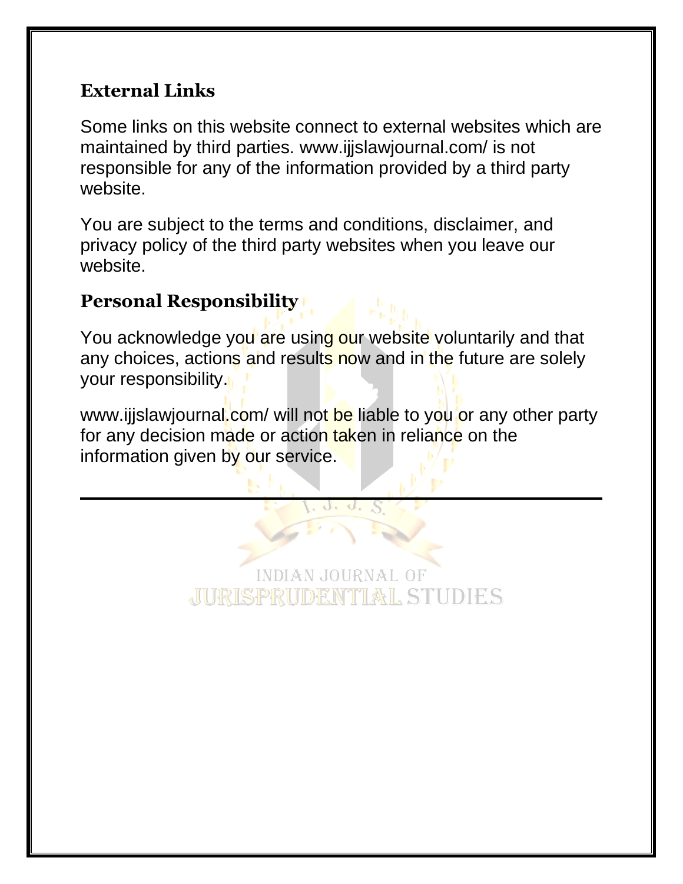## External Links

Some links on this website connect to external websites which are maintained by third parties. www.ijjslawjournal.com/ is not responsible for any of the information provided by a third party website.

You are subject to the terms and conditions, disclaimer, and privacy policy of the third party websites when you leave our website.

## Personal Responsibility

You acknowledge you are using our website voluntarily and that any choices, actions and results now and in the future are solely your responsibility.

www.ijjslawjournal.com/ will not be liable to you or any other party for any decision made or action taken in reliance on the information given by our service.

---